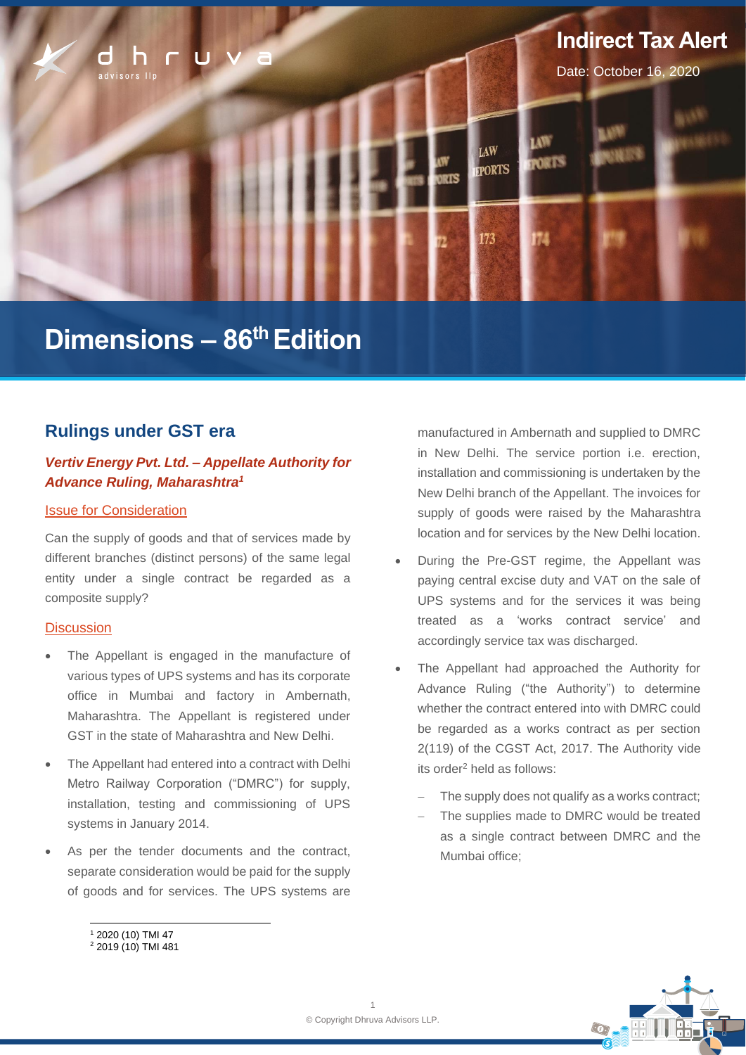# Indirect Tax Alert

Date: October 16, 2020

# Dimensions – 86th Edition

## Rulings under GST era

### *Vertiv Energy Pvt. Ltd. – Appellate Authority for Advance Ruling, Maharashtra*[1]

#### Issue for Consideration

Can the supply of goods and that of services made by different branches (distinct persons) of the same legal entity under a single contract be regarded as a composite supply?

#### Discussion

- The Appellant is engaged in the manufacture of various types of UPS systems and has its corporate office in Mumbai and factory in Ambernath, Maharashtra. The Appellant is registered under GST in the state of Maharashtra and New Delhi.
- The Appellant had entered into a contract with Delhi Metro Railway Corporation ("DMRC") for supply, installation, testing and commissioning of UPS systems in January 2014.
- As per the tender documents and the contract, separate consideration would be paid for the supply of goods and for services. The UPS systems are manufactured in Ambernath and supplied to DMRC in New Delhi. The service portion i.e. erection, installation and commissioning is undertaken by the New Delhi branch of the Appellant. The invoices for supply of goods were raised by the Maharashtra location and for services by the New Delhi location.
- During the Pre-GST regime, the Appellant was paying central excise duty and VAT on the sale of UPS systems and for the services it was being treated as a 'works contract service' and accordingly service tax was discharged.
- The Appellant had approached the Authority for Advance Ruling ("the Authority") to determine whether the contract entered into with DMRC could be regarded as a works contract as per section 2(119) of the CGST Act, 2017. The Authority vide its order[2] held as follows:
  - The supply does not qualify as a works contract;
  - The supplies made to DMRC would be treated as a single contract between DMRC and the Mumbai office;

[1] 2020 (10) TMI 47
[2] 2019 (10) TMI 481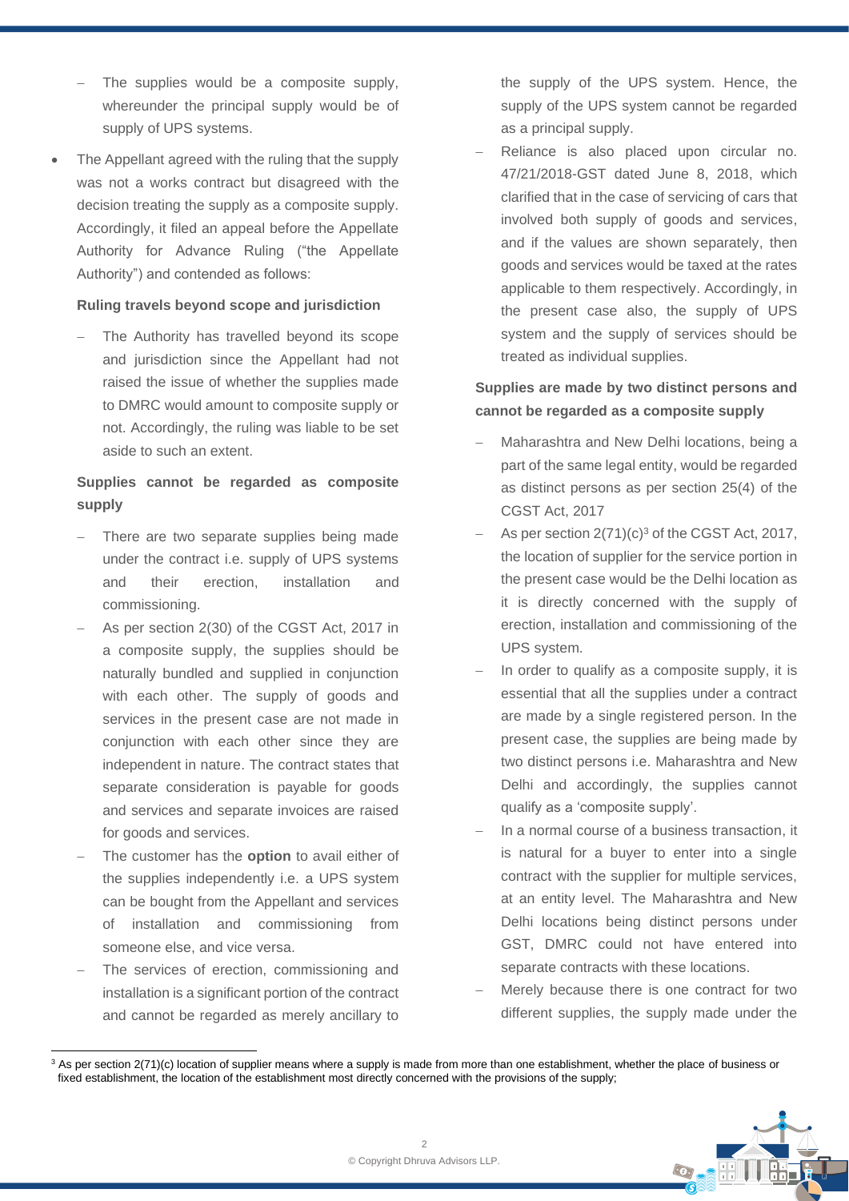- The supplies would be a composite supply, whereunder the principal supply would be of supply of UPS systems.

- The Appellant agreed with the ruling that the supply was not a works contract but disagreed with the decision treating the supply as a composite supply. Accordingly, it filed an appeal before the Appellate Authority for Advance Ruling ("the Appellate Authority") and contended as follows:

  **Ruling travels beyond scope and jurisdiction**

  - The Authority has travelled beyond its scope and jurisdiction since the Appellant had not raised the issue of whether the supplies made to DMRC would amount to composite supply or not. Accordingly, the ruling was liable to be set aside to such an extent.

  **Supplies cannot be regarded as composite supply**

  - There are two separate supplies being made under the contract i.e. supply of UPS systems and their erection, installation and commissioning.
  - As per section 2(30) of the CGST Act, 2017 in a composite supply, the supplies should be naturally bundled and supplied in conjunction with each other. The supply of goods and services in the present case are not made in conjunction with each other since they are independent in nature. The contract states that separate consideration is payable for goods and services and separate invoices are raised for goods and services.
  - The customer has the **option** to avail either of the supplies independently i.e. a UPS system can be bought from the Appellant and services of installation and commissioning from someone else, and vice versa.
  - The services of erection, commissioning and installation is a significant portion of the contract and cannot be regarded as merely ancillary to the supply of the UPS system. Hence, the supply of the UPS system cannot be regarded as a principal supply.
  - Reliance is also placed upon circular no. 47/21/2018-GST dated June 8, 2018, which clarified that in the case of servicing of cars that involved both supply of goods and services, and if the values are shown separately, then goods and services would be taxed at the rates applicable to them respectively. Accordingly, in the present case also, the supply of UPS system and the supply of services should be treated as individual supplies.

  **Supplies are made by two distinct persons and cannot be regarded as a composite supply**

  - Maharashtra and New Delhi locations, being a part of the same legal entity, would be regarded as distinct persons as per section 25(4) of the CGST Act, 2017
  - As per section 2(71)(c)[3] of the CGST Act, 2017, the location of supplier for the service portion in the present case would be the Delhi location as it is directly concerned with the supply of erection, installation and commissioning of the UPS system.
  - In order to qualify as a composite supply, it is essential that all the supplies under a contract are made by a single registered person. In the present case, the supplies are being made by two distinct persons i.e. Maharashtra and New Delhi and accordingly, the supplies cannot qualify as a 'composite supply'.
  - In a normal course of a business transaction, it is natural for a buyer to enter into a single contract with the supplier for multiple services, at an entity level. The Maharashtra and New Delhi locations being distinct persons under GST, DMRC could not have entered into separate contracts with these locations.
  - Merely because there is one contract for two different supplies, the supply made under the

---

[3] As per section 2(71)(c) location of supplier means where a supply is made from more than one establishment, whether the place of business or fixed establishment, the location of the establishment most directly concerned with the provisions of the supply;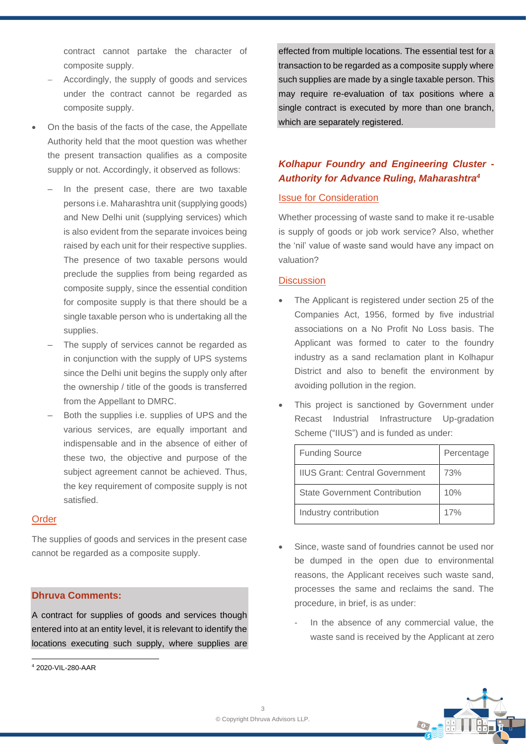contract cannot partake the character of composite supply.

- Accordingly, the supply of goods and services under the contract cannot be regarded as composite supply.

- On the basis of the facts of the case, the Appellate Authority held that the moot question was whether the present transaction qualifies as a composite supply or not. Accordingly, it observed as follows:
  - In the present case, there are two taxable persons i.e. Maharashtra unit (supplying goods) and New Delhi unit (supplying services) which is also evident from the separate invoices being raised by each unit for their respective supplies. The presence of two taxable persons would preclude the supplies from being regarded as composite supply, since the essential condition for composite supply is that there should be a single taxable person who is undertaking all the supplies.
  - The supply of services cannot be regarded as in conjunction with the supply of UPS systems since the Delhi unit begins the supply only after the ownership / title of the goods is transferred from the Appellant to DMRC.
  - Both the supplies i.e. supplies of UPS and the various services, are equally important and indispensable and in the absence of either of these two, the objective and purpose of the subject agreement cannot be achieved. Thus, the key requirement of composite supply is not satisfied.

## Order

The supplies of goods and services in the present case cannot be regarded as a composite supply.

**Dhruva Comments:**

A contract for supplies of goods and services though entered into at an entity level, it is relevant to identify the locations executing such supply, where supplies are effected from multiple locations. The essential test for a transaction to be regarded as a composite supply where such supplies are made by a single taxable person. This may require re-evaluation of tax positions where a single contract is executed by more than one branch, which are separately registered.

## *Kolhapur Foundry and Engineering Cluster - Authority for Advance Ruling, Maharashtra*[4]

### Issue for Consideration

Whether processing of waste sand to make it re-usable is supply of goods or job work service? Also, whether the 'nil' value of waste sand would have any impact on valuation?

### Discussion

- The Applicant is registered under section 25 of the Companies Act, 1956, formed by five industrial associations on a No Profit No Loss basis. The Applicant was formed to cater to the foundry industry as a sand reclamation plant in Kolhapur District and also to benefit the environment by avoiding pollution in the region.

- This project is sanctioned by Government under Recast Industrial Infrastructure Up-gradation Scheme ("IIUS") and is funded as under:

| Funding Source | Percentage |
|---|---|
| IIUS Grant: Central Government | 73% |
| State Government Contribution | 10% |
| Industry contribution | 17% |

- Since, waste sand of foundries cannot be used nor be dumped in the open due to environmental reasons, the Applicant receives such waste sand, processes the same and reclaims the sand. The procedure, in brief, is as under:
  - In the absence of any commercial value, the waste sand is received by the Applicant at zero

[4] 2020-VIL-280-AAR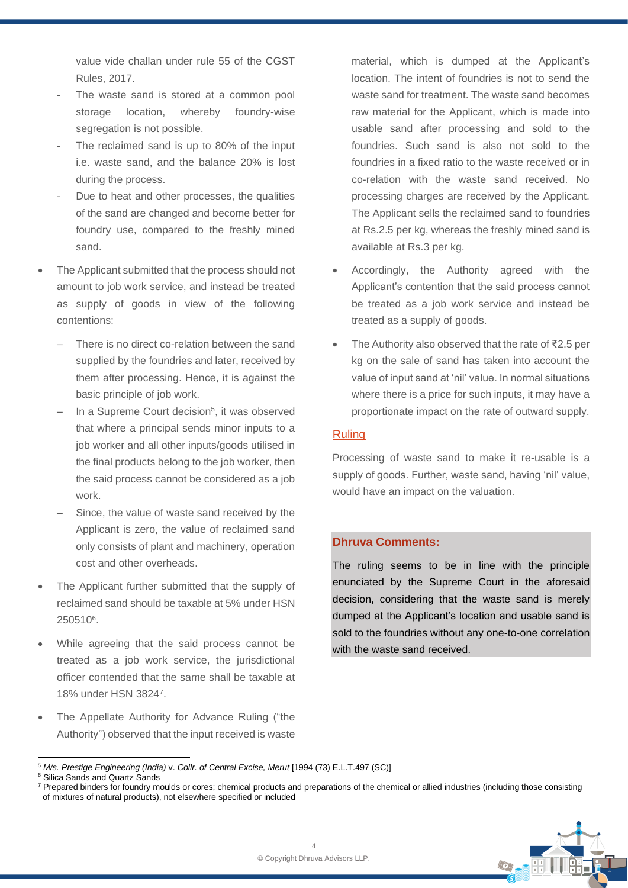value vide challan under rule 55 of the CGST Rules, 2017.

- The waste sand is stored at a common pool storage location, whereby foundry-wise segregation is not possible.
- The reclaimed sand is up to 80% of the input i.e. waste sand, and the balance 20% is lost during the process.
- Due to heat and other processes, the qualities of the sand are changed and become better for foundry use, compared to the freshly mined sand.

- The Applicant submitted that the process should not amount to job work service, and instead be treated as supply of goods in view of the following contentions:
  - There is no direct co-relation between the sand supplied by the foundries and later, received by them after processing. Hence, it is against the basic principle of job work.
  - In a Supreme Court decision[5], it was observed that where a principal sends minor inputs to a job worker and all other inputs/goods utilised in the final products belong to the job worker, then the said process cannot be considered as a job work.
  - Since, the value of waste sand received by the Applicant is zero, the value of reclaimed sand only consists of plant and machinery, operation cost and other overheads.
- The Applicant further submitted that the supply of reclaimed sand should be taxable at 5% under HSN 250510[6].
- While agreeing that the said process cannot be treated as a job work service, the jurisdictional officer contended that the same shall be taxable at 18% under HSN 3824[7].
- The Appellate Authority for Advance Ruling ("the Authority") observed that the input received is waste material, which is dumped at the Applicant's location. The intent of foundries is not to send the waste sand for treatment. The waste sand becomes raw material for the Applicant, which is made into usable sand after processing and sold to the foundries. Such sand is also not sold to the foundries in a fixed ratio to the waste received or in co-relation with the waste sand received. No processing charges are received by the Applicant. The Applicant sells the reclaimed sand to foundries at Rs.2.5 per kg, whereas the freshly mined sand is available at Rs.3 per kg.
- Accordingly, the Authority agreed with the Applicant's contention that the said process cannot be treated as a job work service and instead be treated as a supply of goods.
- The Authority also observed that the rate of ₹2.5 per kg on the sale of sand has taken into account the value of input sand at 'nil' value. In normal situations where there is a price for such inputs, it may have a proportionate impact on the rate of outward supply.

## Ruling

Processing of waste sand to make it re-usable is a supply of goods. Further, waste sand, having 'nil' value, would have an impact on the valuation.

**Dhruva Comments:**

The ruling seems to be in line with the principle enunciated by the Supreme Court in the aforesaid decision, considering that the waste sand is merely dumped at the Applicant's location and usable sand is sold to the foundries without any one-to-one correlation with the waste sand received.

---

[5] *M/s. Prestige Engineering (India)* v. *Collr. of Central Excise, Merut* [1994 (73) E.L.T.497 (SC)]

[6] Silica Sands and Quartz Sands

[7] Prepared binders for foundry moulds or cores; chemical products and preparations of the chemical or allied industries (including those consisting of mixtures of natural products), not elsewhere specified or included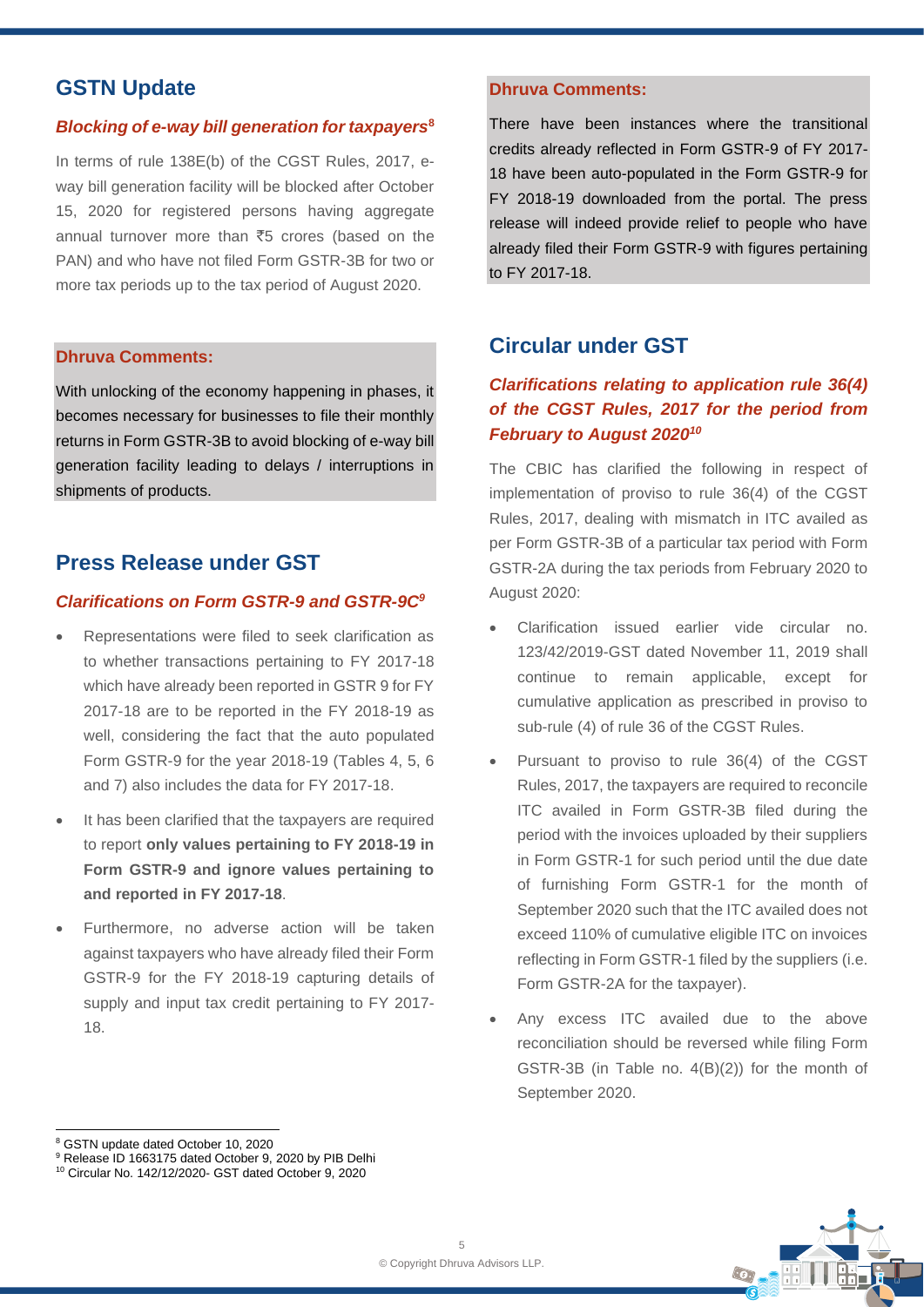## GSTN Update

### *Blocking of e-way bill generation for taxpayers*[8]

In terms of rule 138E(b) of the CGST Rules, 2017, e-way bill generation facility will be blocked after October 15, 2020 for registered persons having aggregate annual turnover more than ₹5 crores (based on the PAN) and who have not filed Form GSTR-3B for two or more tax periods up to the tax period of August 2020.

**Dhruva Comments:**

With unlocking of the economy happening in phases, it becomes necessary for businesses to file their monthly returns in Form GSTR-3B to avoid blocking of e-way bill generation facility leading to delays / interruptions in shipments of products.

## Press Release under GST

### *Clarifications on Form GSTR-9 and GSTR-9C*[9]

- Representations were filed to seek clarification as to whether transactions pertaining to FY 2017-18 which have already been reported in GSTR 9 for FY 2017-18 are to be reported in the FY 2018-19 as well, considering the fact that the auto populated Form GSTR-9 for the year 2018-19 (Tables 4, 5, 6 and 7) also includes the data for FY 2017-18.
- It has been clarified that the taxpayers are required to report **only values pertaining to FY 2018-19 in Form GSTR-9 and ignore values pertaining to and reported in FY 2017-18**.
- Furthermore, no adverse action will be taken against taxpayers who have already filed their Form GSTR-9 for the FY 2018-19 capturing details of supply and input tax credit pertaining to FY 2017-18.

**Dhruva Comments:**

There have been instances where the transitional credits already reflected in Form GSTR-9 of FY 2017-18 have been auto-populated in the Form GSTR-9 for FY 2018-19 downloaded from the portal. The press release will indeed provide relief to people who have already filed their Form GSTR-9 with figures pertaining to FY 2017-18.

## Circular under GST

### *Clarifications relating to application rule 36(4) of the CGST Rules, 2017 for the period from February to August 2020*[10]

The CBIC has clarified the following in respect of implementation of proviso to rule 36(4) of the CGST Rules, 2017, dealing with mismatch in ITC availed as per Form GSTR-3B of a particular tax period with Form GSTR-2A during the tax periods from February 2020 to August 2020:

- Clarification issued earlier vide circular no. 123/42/2019-GST dated November 11, 2019 shall continue to remain applicable, except for cumulative application as prescribed in proviso to sub-rule (4) of rule 36 of the CGST Rules.
- Pursuant to proviso to rule 36(4) of the CGST Rules, 2017, the taxpayers are required to reconcile ITC availed in Form GSTR-3B filed during the period with the invoices uploaded by their suppliers in Form GSTR-1 for such period until the due date of furnishing Form GSTR-1 for the month of September 2020 such that the ITC availed does not exceed 110% of cumulative eligible ITC on invoices reflecting in Form GSTR-1 filed by the suppliers (i.e. Form GSTR-2A for the taxpayer).
- Any excess ITC availed due to the above reconciliation should be reversed while filing Form GSTR-3B (in Table no. 4(B)(2)) for the month of September 2020.

---

[8] GSTN update dated October 10, 2020
[9] Release ID 1663175 dated October 9, 2020 by PIB Delhi
[10] Circular No. 142/12/2020- GST dated October 9, 2020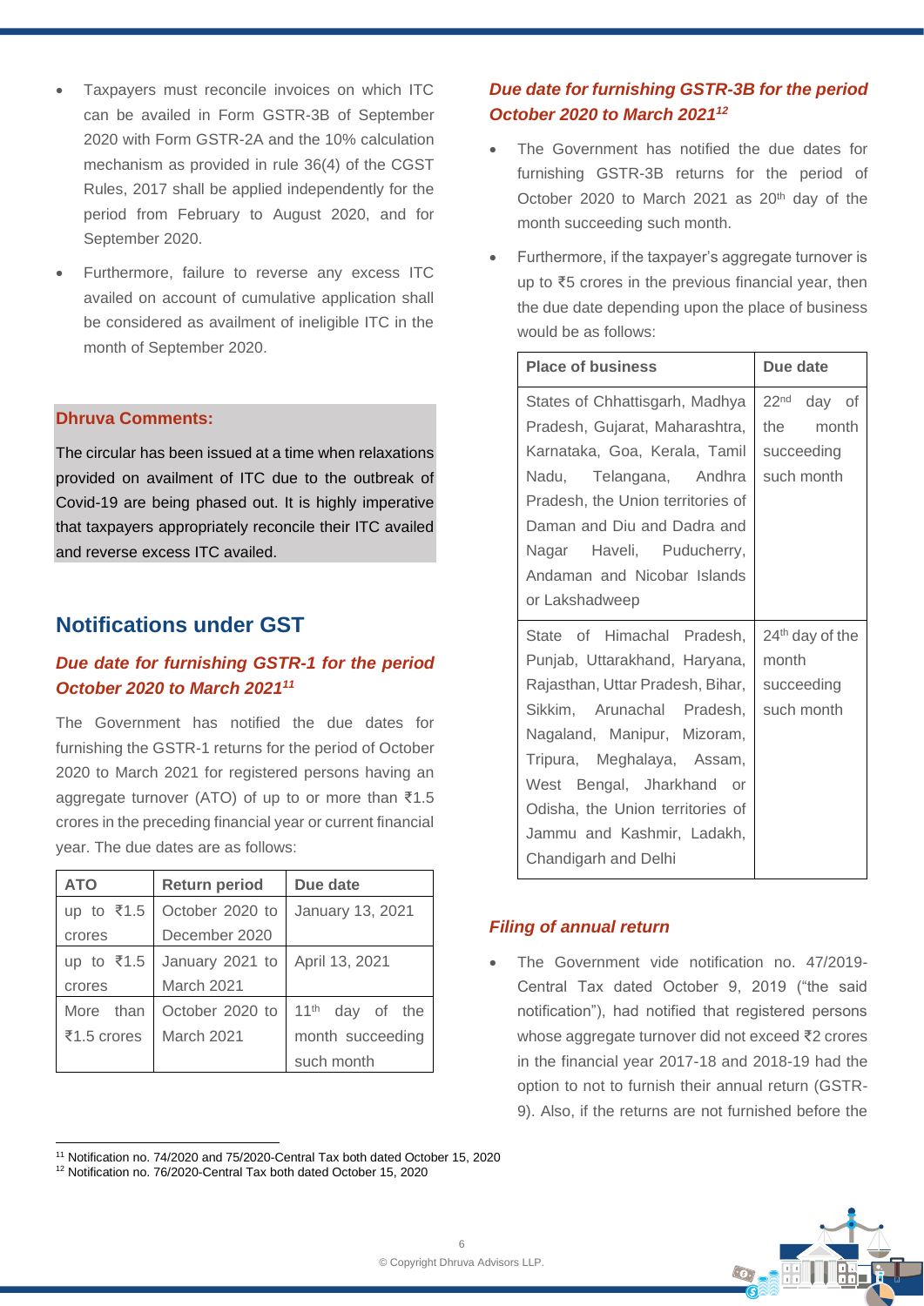- Taxpayers must reconcile invoices on which ITC can be availed in Form GSTR-3B of September 2020 with Form GSTR-2A and the 10% calculation mechanism as provided in rule 36(4) of the CGST Rules, 2017 shall be applied independently for the period from February to August 2020, and for September 2020.
- Furthermore, failure to reverse any excess ITC availed on account of cumulative application shall be considered as availment of ineligible ITC in the month of September 2020.

**Dhruva Comments:**

The circular has been issued at a time when relaxations provided on availment of ITC due to the outbreak of Covid-19 are being phased out. It is highly imperative that taxpayers appropriately reconcile their ITC availed and reverse excess ITC availed.

## Notifications under GST

### *Due date for furnishing GSTR-1 for the period October 2020 to March 2021[11]*

The Government has notified the due dates for furnishing the GSTR-1 returns for the period of October 2020 to March 2021 for registered persons having an aggregate turnover (ATO) of up to or more than ₹1.5 crores in the preceding financial year or current financial year. The due dates are as follows:

| ATO | Return period | Due date |
|---|---|---|
| up to ₹1.5 crores | October 2020 to December 2020 | January 13, 2021 |
| up to ₹1.5 crores | January 2021 to March 2021 | April 13, 2021 |
| More than ₹1.5 crores | October 2020 to March 2021 | 11th day of the month succeeding such month |

### *Due date for furnishing GSTR-3B for the period October 2020 to March 2021[12]*

- The Government has notified the due dates for furnishing GSTR-3B returns for the period of October 2020 to March 2021 as 20th day of the month succeeding such month.
- Furthermore, if the taxpayer's aggregate turnover is up to ₹5 crores in the previous financial year, then the due date depending upon the place of business would be as follows:

| Place of business | Due date |
|---|---|
| States of Chhattisgarh, Madhya Pradesh, Gujarat, Maharashtra, Karnataka, Goa, Kerala, Tamil Nadu, Telangana, Andhra Pradesh, the Union territories of Daman and Diu and Dadra and Nagar Haveli, Puducherry, Andaman and Nicobar Islands or Lakshadweep | 22nd day of the month succeeding such month |
| State of Himachal Pradesh, Punjab, Uttarakhand, Haryana, Rajasthan, Uttar Pradesh, Bihar, Sikkim, Arunachal Pradesh, Nagaland, Manipur, Mizoram, Tripura, Meghalaya, Assam, West Bengal, Jharkhand or Odisha, the Union territories of Jammu and Kashmir, Ladakh, Chandigarh and Delhi | 24th day of the month succeeding such month |

### *Filing of annual return*

- The Government vide notification no. 47/2019-Central Tax dated October 9, 2019 ("the said notification"), had notified that registered persons whose aggregate turnover did not exceed ₹2 crores in the financial year 2017-18 and 2018-19 had the option to not to furnish their annual return (GSTR-9). Also, if the returns are not furnished before the

[11] Notification no. 74/2020 and 75/2020-Central Tax both dated October 15, 2020

[12] Notification no. 76/2020-Central Tax both dated October 15, 2020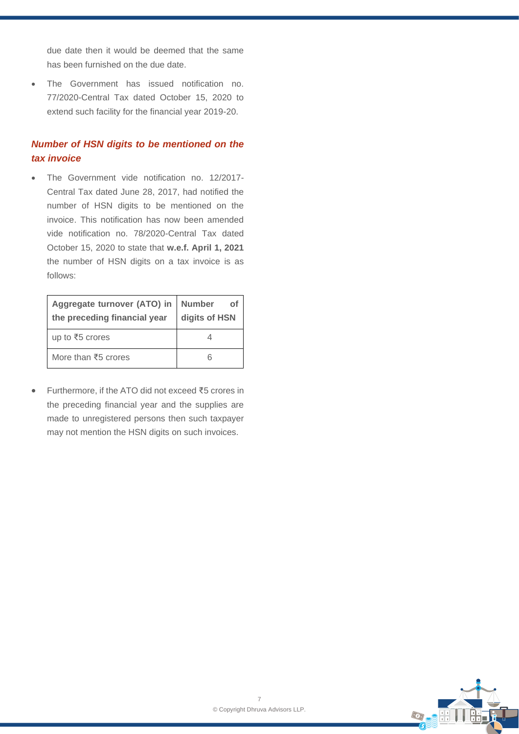due date then it would be deemed that the same has been furnished on the due date.

- The Government has issued notification no. 77/2020-Central Tax dated October 15, 2020 to extend such facility for the financial year 2019-20.

### *Number of HSN digits to be mentioned on the tax invoice*

- The Government vide notification no. 12/2017-Central Tax dated June 28, 2017, had notified the number of HSN digits to be mentioned on the invoice. This notification has now been amended vide notification no. 78/2020-Central Tax dated October 15, 2020 to state that **w.e.f. April 1, 2021** the number of HSN digits on a tax invoice is as follows:

| Aggregate turnover (ATO) in the preceding financial year | Number of digits of HSN |
|---|---|
| up to ₹5 crores | 4 |
| More than ₹5 crores | 6 |

- Furthermore, if the ATO did not exceed ₹5 crores in the preceding financial year and the supplies are made to unregistered persons then such taxpayer may not mention the HSN digits on such invoices.

© Copyright Dhruva Advisors LLP.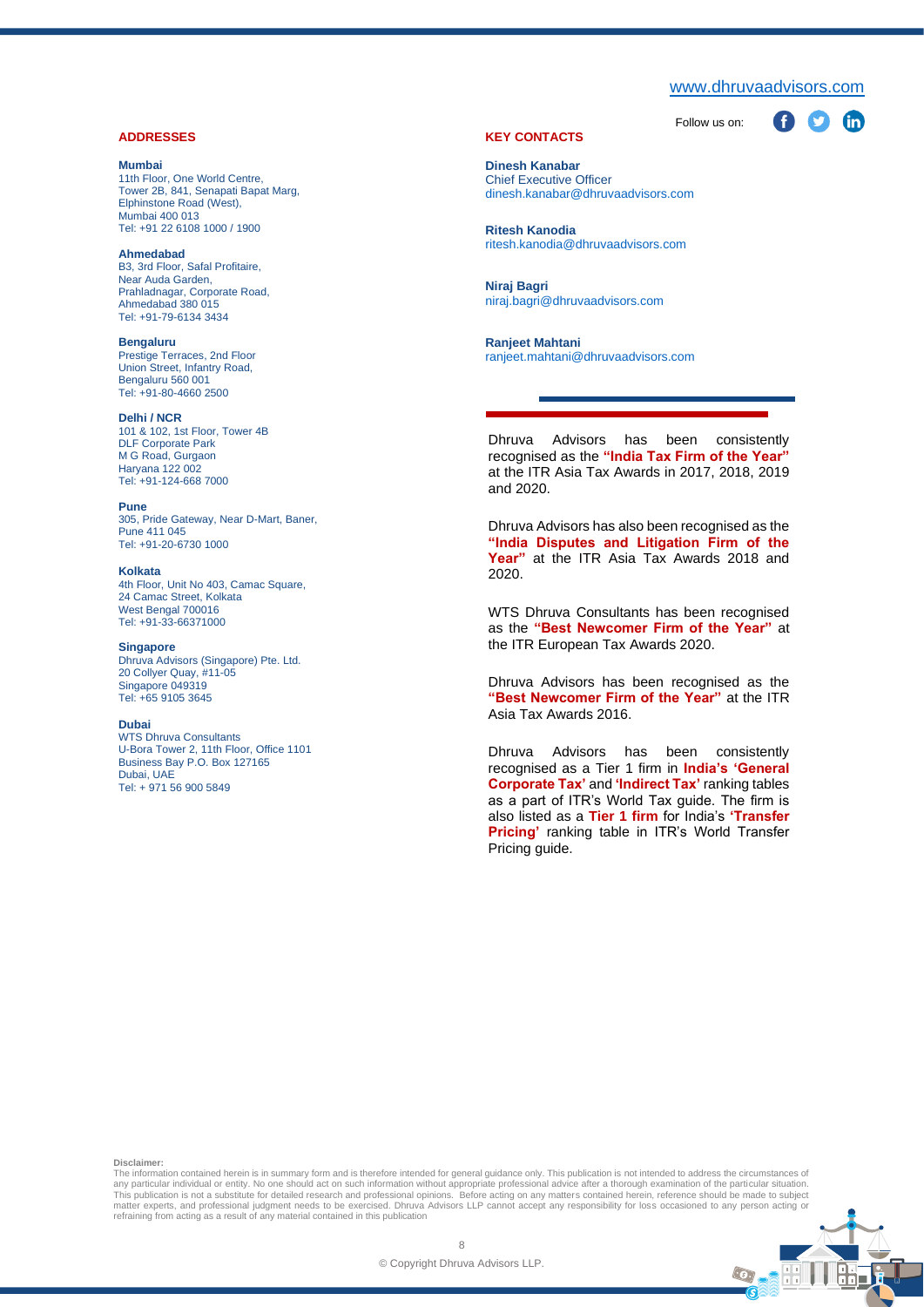www.dhruvaadvisors.com

Follow us on:

## ADDRESSES

**Mumbai**
11th Floor, One World Centre,
Tower 2B, 841, Senapati Bapat Marg,
Elphinstone Road (West),
Mumbai 400 013
Tel: +91 22 6108 1000 / 1900

**Ahmedabad**
B3, 3rd Floor, Safal Profitaire,
Near Auda Garden,
Prahladnagar, Corporate Road,
Ahmedabad 380 015
Tel: +91-79-6134 3434

**Bengaluru**
Prestige Terraces, 2nd Floor
Union Street, Infantry Road,
Bengaluru 560 001
Tel: +91-80-4660 2500

**Delhi / NCR**
101 & 102, 1st Floor, Tower 4B
DLF Corporate Park
M G Road, Gurgaon
Haryana 122 002
Tel: +91-124-668 7000

**Pune**
305, Pride Gateway, Near D-Mart, Baner,
Pune 411 045
Tel: +91-20-6730 1000

**Kolkata**
4th Floor, Unit No 403, Camac Square,
24 Camac Street, Kolkata
West Bengal 700016
Tel: +91-33-66371000

**Singapore**
Dhruva Advisors (Singapore) Pte. Ltd.
20 Collyer Quay, #11-05
Singapore 049319
Tel: +65 9105 3645

**Dubai**
WTS Dhruva Consultants
U-Bora Tower 2, 11th Floor, Office 1101
Business Bay P.O. Box 127165
Dubai, UAE
Tel: + 971 56 900 5849

## KEY CONTACTS

**Dinesh Kanabar**
Chief Executive Officer
dinesh.kanabar@dhruvaadvisors.com

**Ritesh Kanodia**
ritesh.kanodia@dhruvaadvisors.com

**Niraj Bagri**
niraj.bagri@dhruvaadvisors.com

**Ranjeet Mahtani**
ranjeet.mahtani@dhruvaadvisors.com

Dhruva Advisors has been consistently recognised as the **"India Tax Firm of the Year"** at the ITR Asia Tax Awards in 2017, 2018, 2019 and 2020.

Dhruva Advisors has also been recognised as the **"India Disputes and Litigation Firm of the Year"** at the ITR Asia Tax Awards 2018 and 2020.

WTS Dhruva Consultants has been recognised as the **"Best Newcomer Firm of the Year"** at the ITR European Tax Awards 2020.

Dhruva Advisors has been recognised as the **"Best Newcomer Firm of the Year"** at the ITR Asia Tax Awards 2016.

Dhruva Advisors has been consistently recognised as a Tier 1 firm in **India's 'General Corporate Tax'** and **'Indirect Tax'** ranking tables as a part of ITR's World Tax guide. The firm is also listed as a **Tier 1 firm** for India's **'Transfer Pricing'** ranking table in ITR's World Transfer Pricing guide.

**Disclaimer:**
The information contained herein is in summary form and is therefore intended for general guidance only. This publication is not intended to address the circumstances of any particular individual or entity. No one should act on such information without appropriate professional advice after a thorough examination of the particular situation. This publication is not a substitute for detailed research and professional opinions. Before acting on any matters contained herein, reference should be made to subject matter experts, and professional judgment needs to be exercised. Dhruva Advisors LLP cannot accept any responsibility for loss occasioned to any person acting or refraining from acting as a result of any material contained in this publication

© Copyright Dhruva Advisors LLP.